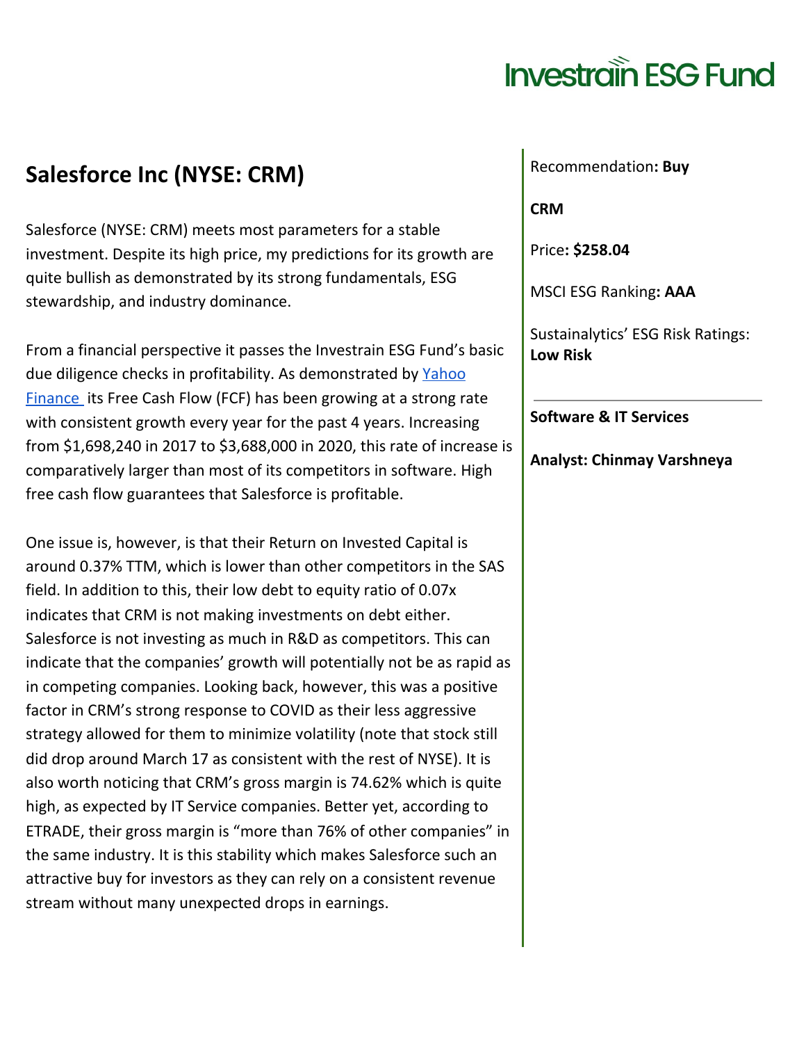Investrain ESG Fund

# Salesforce Inc (NYSE: CRM)

Salesforce (NYSE: CRM) meets most parameters for a stable investment. Despite its high price, my predictions for its growth are quite bullish as demonstrated by its strong fundamentals, ESG stewardship, and industry dominance.

From a financial perspective it passes the Investrain ESG Fund's basic due diligence checks in profitability. As demonstrated by [Yahoo Finance](#) its Free Cash Flow (FCF) has been growing at a strong rate with consistent growth every year for the past 4 years. Increasing from $1,698,240 in 2017 to $3,688,000 in 2020, this rate of increase is comparatively larger than most of its competitors in software. High free cash flow guarantees that Salesforce is profitable.

One issue is, however, is that their Return on Invested Capital is around 0.37% TTM, which is lower than other competitors in the SAS field. In addition to this, their low debt to equity ratio of 0.07x indicates that CRM is not making investments on debt either. Salesforce is not investing as much in R&D as competitors. This can indicate that the companies' growth will potentially not be as rapid as in competing companies. Looking back, however, this was a positive factor in CRM's strong response to COVID as their less aggressive strategy allowed for them to minimize volatility (note that stock still did drop around March 17 as consistent with the rest of NYSE). It is also worth noticing that CRM's gross margin is 74.62% which is quite high, as expected by IT Service companies. Better yet, according to ETRADE, their gross margin is "more than 76% of other companies" in the same industry. It is this stability which makes Salesforce such an attractive buy for investors as they can rely on a consistent revenue stream without many unexpected drops in earnings.

Recommendation**: Buy**

**CRM**

Price**: $258.04**

MSCI ESG Ranking**: AAA**

Sustainalytics' ESG Risk Ratings: **Low Risk**

---

**Software & IT Services**

**Analyst: Chinmay Varshneya**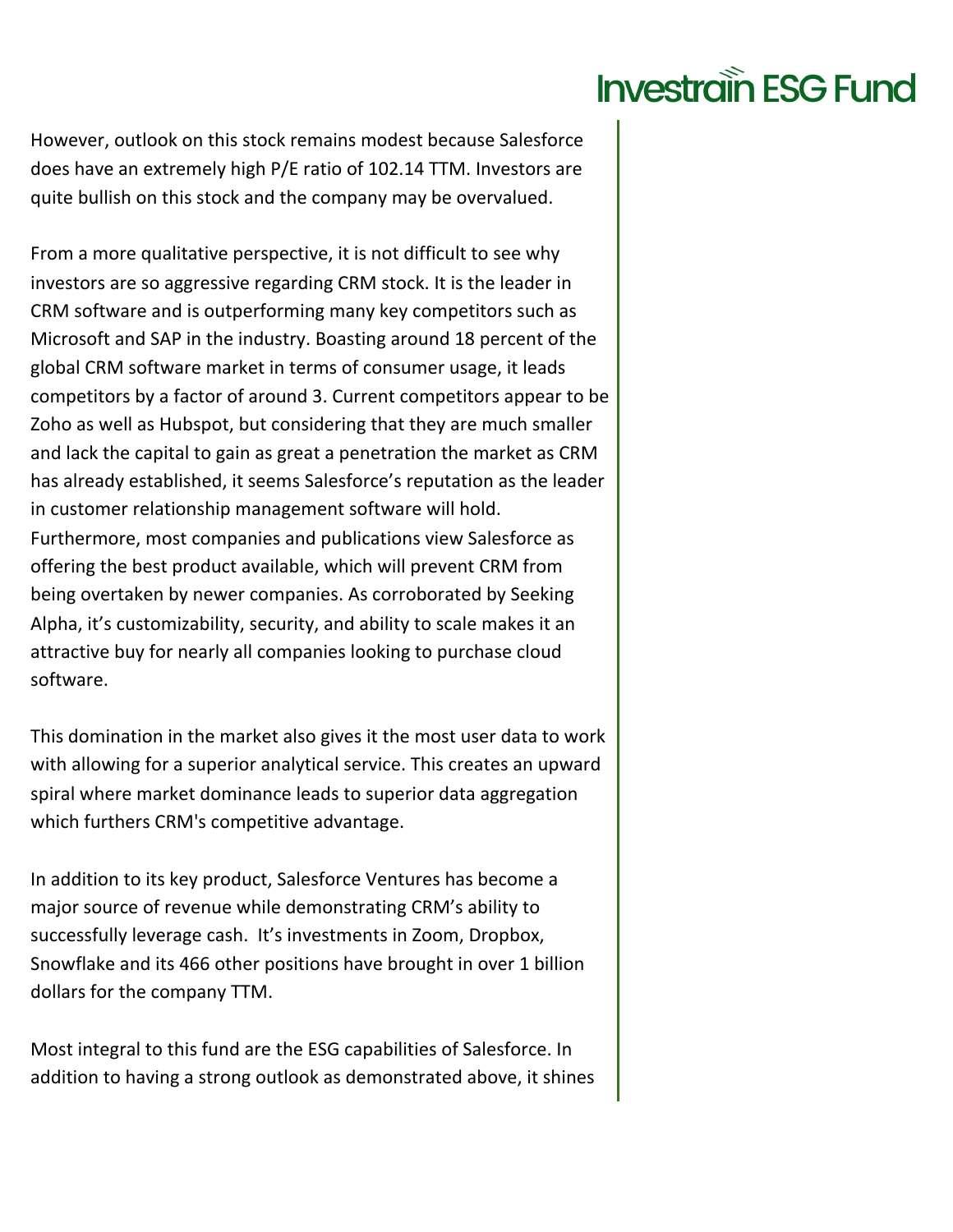However, outlook on this stock remains modest because Salesforce does have an extremely high P/E ratio of 102.14 TTM. Investors are quite bullish on this stock and the company may be overvalued.

From a more qualitative perspective, it is not difficult to see why investors are so aggressive regarding CRM stock. It is the leader in CRM software and is outperforming many key competitors such as Microsoft and SAP in the industry. Boasting around 18 percent of the global CRM software market in terms of consumer usage, it leads competitors by a factor of around 3. Current competitors appear to be Zoho as well as Hubspot, but considering that they are much smaller and lack the capital to gain as great a penetration the market as CRM has already established, it seems Salesforce's reputation as the leader in customer relationship management software will hold. Furthermore, most companies and publications view Salesforce as offering the best product available, which will prevent CRM from being overtaken by newer companies. As corroborated by Seeking Alpha, it's customizability, security, and ability to scale makes it an attractive buy for nearly all companies looking to purchase cloud software.

This domination in the market also gives it the most user data to work with allowing for a superior analytical service. This creates an upward spiral where market dominance leads to superior data aggregation which furthers CRM's competitive advantage.

In addition to its key product, Salesforce Ventures has become a major source of revenue while demonstrating CRM's ability to successfully leverage cash. It's investments in Zoom, Dropbox, Snowflake and its 466 other positions have brought in over 1 billion dollars for the company TTM.

Most integral to this fund are the ESG capabilities of Salesforce. In addition to having a strong outlook as demonstrated above, it shines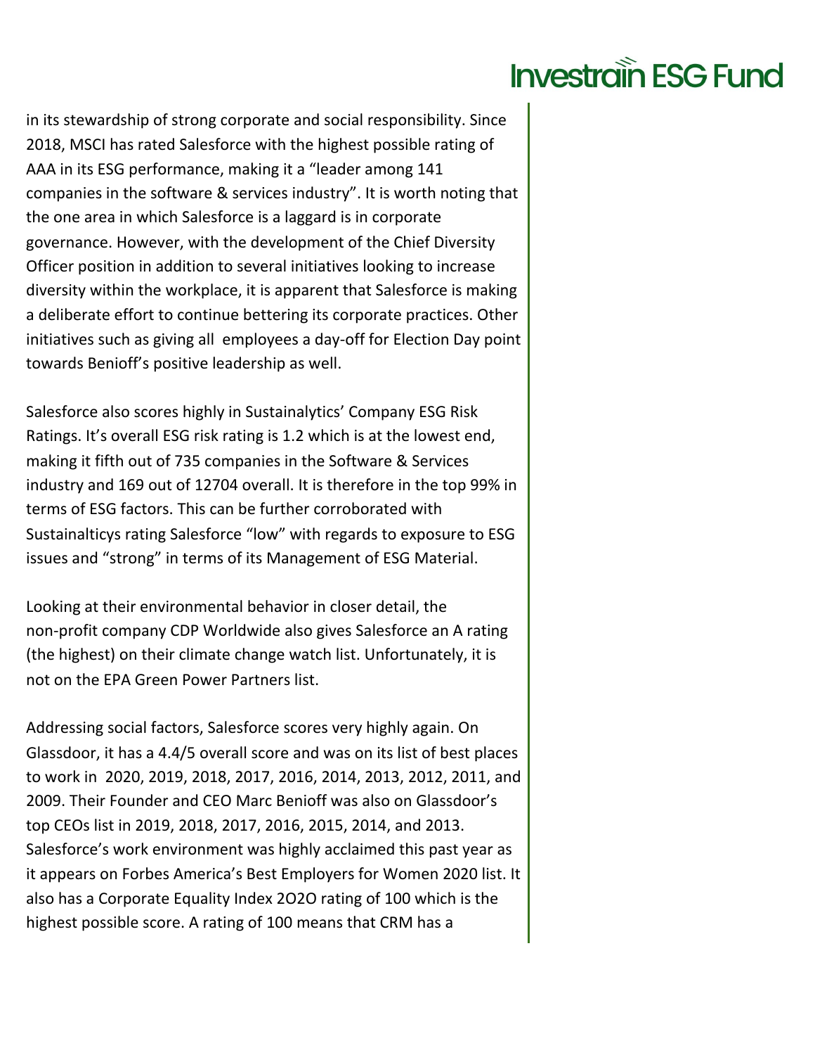in its stewardship of strong corporate and social responsibility. Since 2018, MSCI has rated Salesforce with the highest possible rating of AAA in its ESG performance, making it a "leader among 141 companies in the software & services industry". It is worth noting that the one area in which Salesforce is a laggard is in corporate governance. However, with the development of the Chief Diversity Officer position in addition to several initiatives looking to increase diversity within the workplace, it is apparent that Salesforce is making a deliberate effort to continue bettering its corporate practices. Other initiatives such as giving all employees a day-off for Election Day point towards Benioff's positive leadership as well.

Salesforce also scores highly in Sustainalytics' Company ESG Risk Ratings. It's overall ESG risk rating is 1.2 which is at the lowest end, making it fifth out of 735 companies in the Software & Services industry and 169 out of 12704 overall. It is therefore in the top 99% in terms of ESG factors. This can be further corroborated with Sustainalticys rating Salesforce "low" with regards to exposure to ESG issues and "strong" in terms of its Management of ESG Material.

Looking at their environmental behavior in closer detail, the non-profit company CDP Worldwide also gives Salesforce an A rating (the highest) on their climate change watch list. Unfortunately, it is not on the EPA Green Power Partners list.

Addressing social factors, Salesforce scores very highly again. On Glassdoor, it has a 4.4/5 overall score and was on its list of best places to work in 2020, 2019, 2018, 2017, 2016, 2014, 2013, 2012, 2011, and 2009. Their Founder and CEO Marc Benioff was also on Glassdoor's top CEOs list in 2019, 2018, 2017, 2016, 2015, 2014, and 2013. Salesforce's work environment was highly acclaimed this past year as it appears on Forbes America's Best Employers for Women 2020 list. It also has a Corporate Equality Index 2O2O rating of 100 which is the highest possible score. A rating of 100 means that CRM has a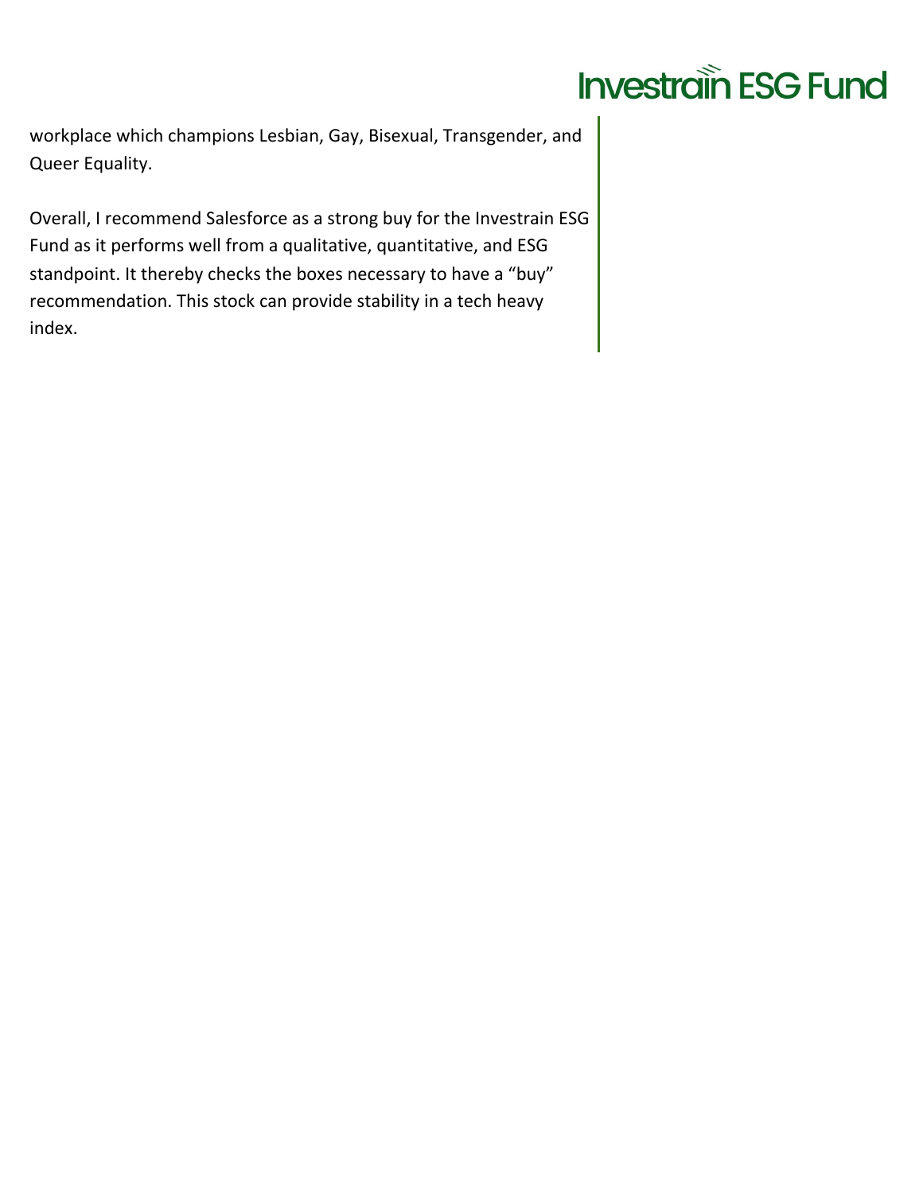workplace which champions Lesbian, Gay, Bisexual, Transgender, and Queer Equality.

Overall, I recommend Salesforce as a strong buy for the Investrain ESG Fund as it performs well from a qualitative, quantitative, and ESG standpoint. It thereby checks the boxes necessary to have a "buy" recommendation. This stock can provide stability in a tech heavy index.